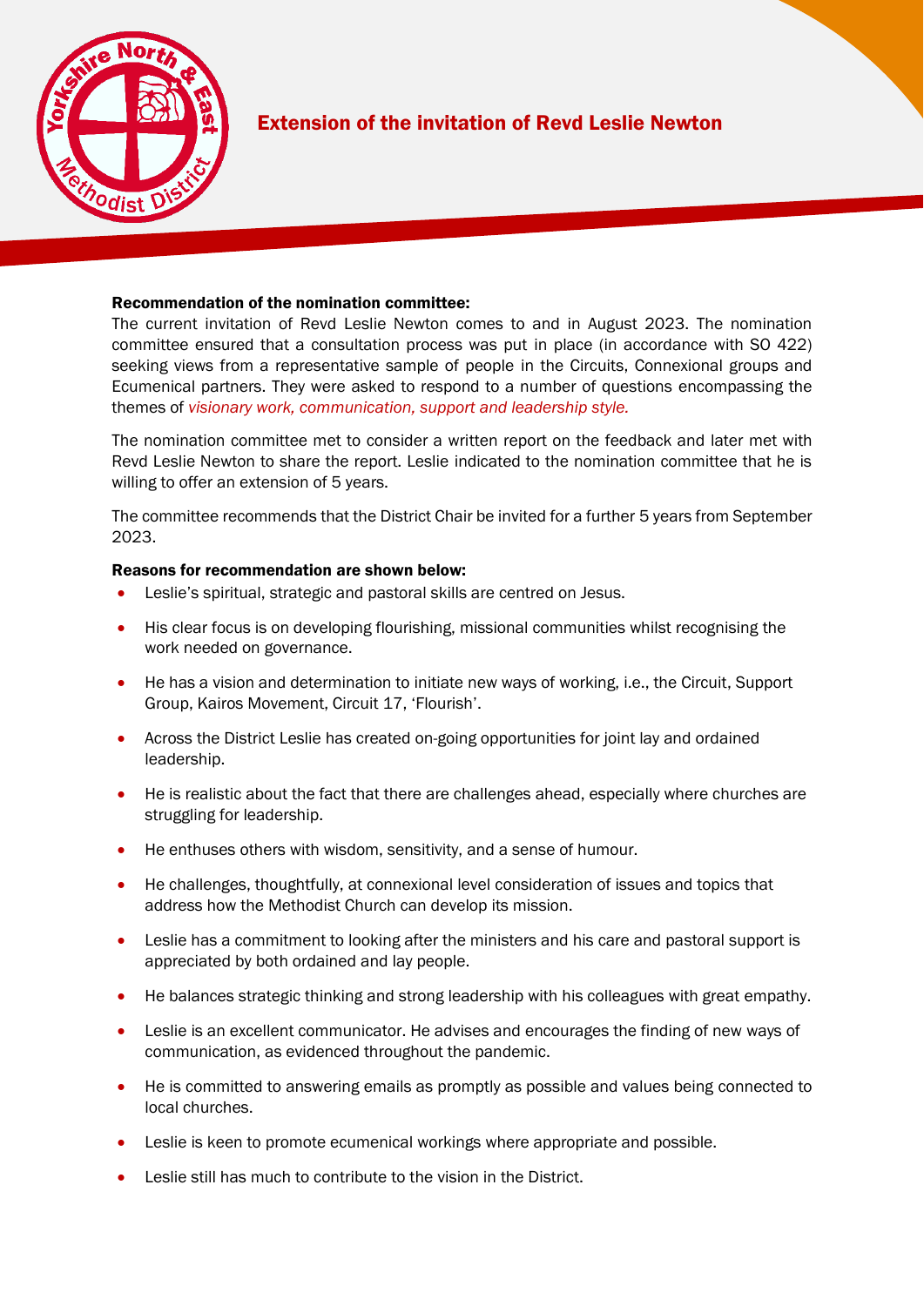# Extension of the invitation of Revd Leslie Newton

**Recommendation of the nomination committee:**

The current invitation of Revd Leslie Newton comes to and in August 2023. The nomination committee ensured that a consultation process was put in place (in accordance with SO 422) seeking views from a representative sample of people in the Circuits, Connexional groups and Ecumenical partners. They were asked to respond to a number of questions encompassing the themes of *visionary work, communication, support and leadership style.*

The nomination committee met to consider a written report on the feedback and later met with Revd Leslie Newton to share the report. Leslie indicated to the nomination committee that he is willing to offer an extension of 5 years.

The committee recommends that the District Chair be invited for a further 5 years from September 2023.

**Reasons for recommendation are shown below:**

- Leslie's spiritual, strategic and pastoral skills are centred on Jesus.
- His clear focus is on developing flourishing, missional communities whilst recognising the work needed on governance.
- He has a vision and determination to initiate new ways of working, i.e., the Circuit, Support Group, Kairos Movement, Circuit 17, 'Flourish'.
- Across the District Leslie has created on-going opportunities for joint lay and ordained leadership.
- He is realistic about the fact that there are challenges ahead, especially where churches are struggling for leadership.
- He enthuses others with wisdom, sensitivity, and a sense of humour.
- He challenges, thoughtfully, at connexional level consideration of issues and topics that address how the Methodist Church can develop its mission.
- Leslie has a commitment to looking after the ministers and his care and pastoral support is appreciated by both ordained and lay people.
- He balances strategic thinking and strong leadership with his colleagues with great empathy.
- Leslie is an excellent communicator. He advises and encourages the finding of new ways of communication, as evidenced throughout the pandemic.
- He is committed to answering emails as promptly as possible and values being connected to local churches.
- Leslie is keen to promote ecumenical workings where appropriate and possible.
- Leslie still has much to contribute to the vision in the District.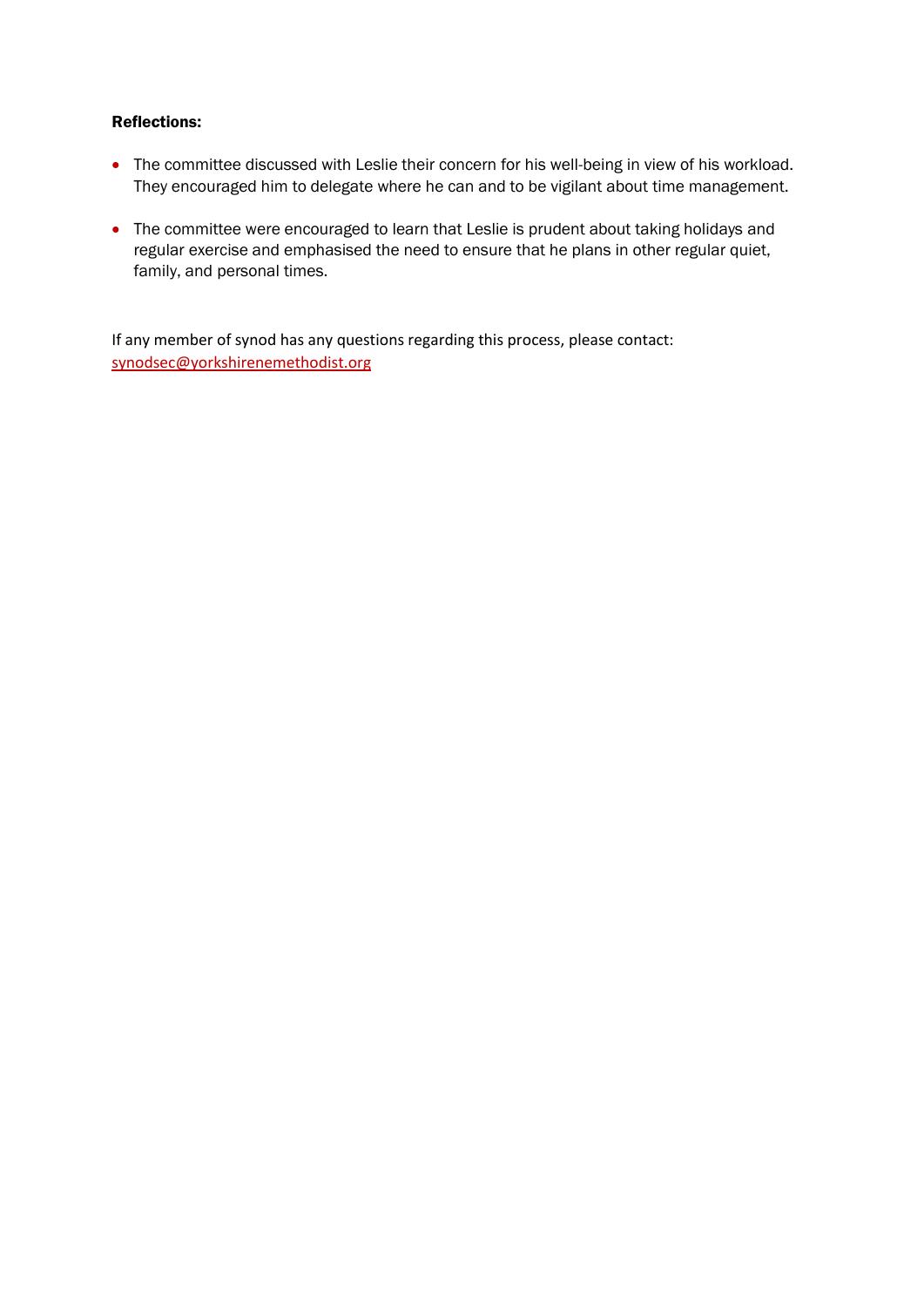**Reflections:**

- The committee discussed with Leslie their concern for his well-being in view of his workload. They encouraged him to delegate where he can and to be vigilant about time management.
- The committee were encouraged to learn that Leslie is prudent about taking holidays and regular exercise and emphasised the need to ensure that he plans in other regular quiet, family, and personal times.

If any member of synod has any questions regarding this process, please contact: synodsec@yorkshirenemethodist.org